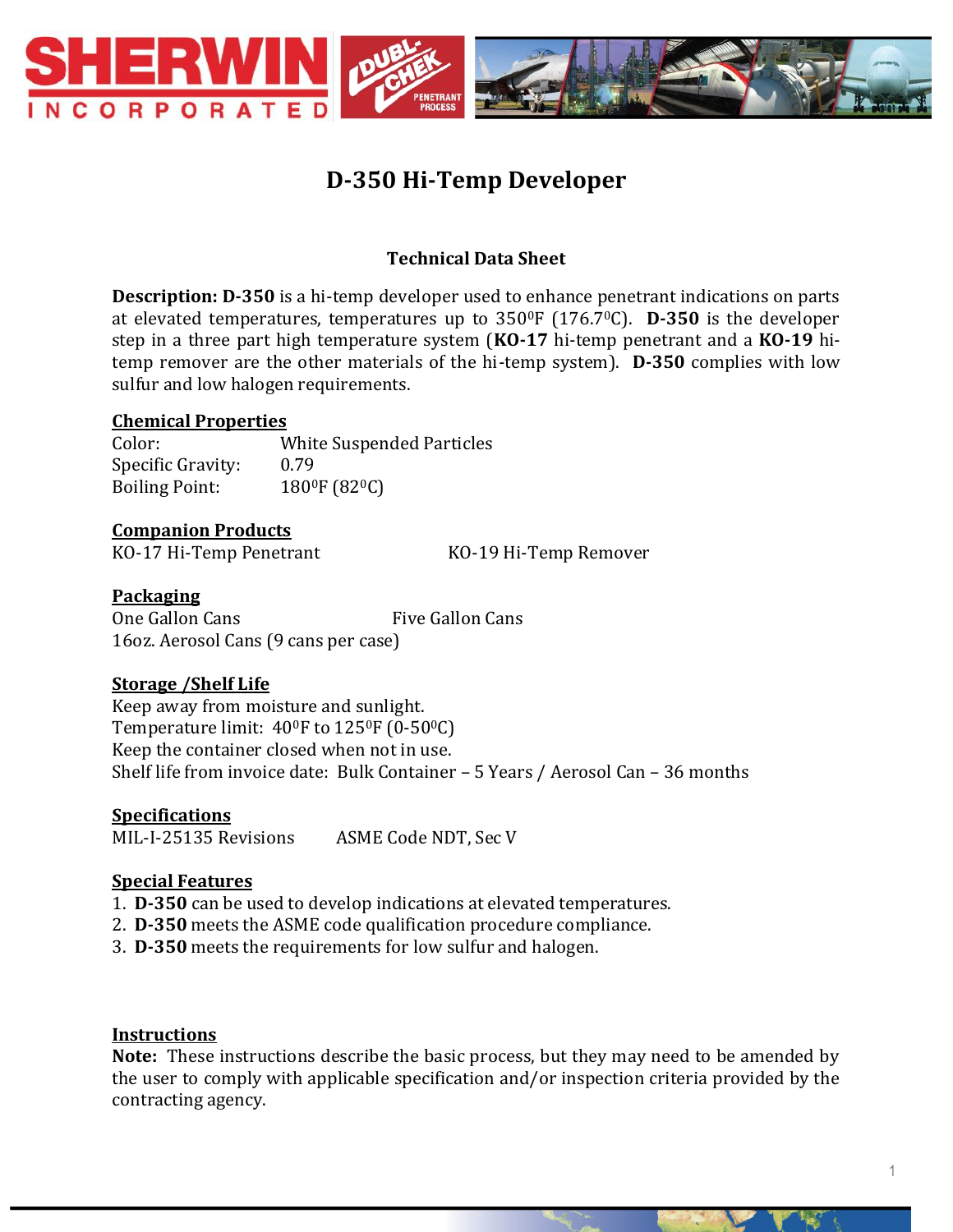# D-350 Hi-Temp Developer

## Technical Data Sheet

**Description: D-350** is a hi-temp developer used to enhance penetrant indications on parts at elevated temperatures, temperatures up to 350$^0$F (176.7$^0$C). **D-350** is the developer step in a three part high temperature system (**KO-17** hi-temp penetrant and a **KO-19** hi-temp remover are the other materials of the hi-temp system). **D-350** complies with low sulfur and low halogen requirements.

### Chemical Properties

Color: White Suspended Particles
Specific Gravity: 0.79
Boiling Point: 180$^0$F (82$^0$C)

### Companion Products

KO-17 Hi-Temp Penetrant
KO-19 Hi-Temp Remover

### Packaging

One Gallon Cans
Five Gallon Cans
16oz. Aerosol Cans (9 cans per case)

### Storage /Shelf Life

Keep away from moisture and sunlight.
Temperature limit: 40$^0$F to 125$^0$F (0-50$^0$C)
Keep the container closed when not in use.
Shelf life from invoice date: Bulk Container – 5 Years / Aerosol Can – 36 months

### Specifications

MIL-I-25135 Revisions
ASME Code NDT, Sec V

### Special Features

1. **D-350** can be used to develop indications at elevated temperatures.
2. **D-350** meets the ASME code qualification procedure compliance.
3. **D-350** meets the requirements for low sulfur and halogen.

### Instructions

**Note:** These instructions describe the basic process, but they may need to be amended by the user to comply with applicable specification and/or inspection criteria provided by the contracting agency.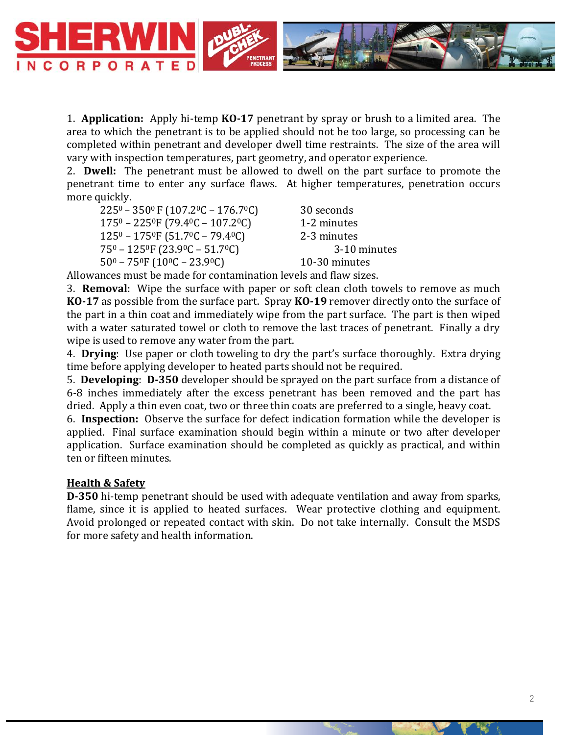1. **Application:** Apply hi-temp **KO-17** penetrant by spray or brush to a limited area. The area to which the penetrant is to be applied should not be too large, so processing can be completed within penetrant and developer dwell time restraints. The size of the area will vary with inspection temperatures, part geometry, and operator experience.

2. **Dwell:** The penetrant must be allowed to dwell on the part surface to promote the penetrant time to enter any surface flaws. At higher temperatures, penetration occurs more quickly.

| | |
|---|---|
| $225^0 - 350^0$ F ($107.2^0$C – $176.7^0$C) | 30 seconds |
| $175^0 - 225^0$F ($79.4^0$C – $107.2^0$C) | 1-2 minutes |
| $125^0 - 175^0$F ($51.7^0$C – $79.4^0$C) | 2-3 minutes |
| $75^0 - 125^0$F ($23.9^0$C – $51.7^0$C) | 3-10 minutes |
| $50^0 - 75^0$F ($10^0$C – $23.9^0$C) | 10-30 minutes |

Allowances must be made for contamination levels and flaw sizes.

3. **Removal**: Wipe the surface with paper or soft clean cloth towels to remove as much **KO-17** as possible from the surface part. Spray **KO-19** remover directly onto the surface of the part in a thin coat and immediately wipe from the part surface. The part is then wiped with a water saturated towel or cloth to remove the last traces of penetrant. Finally a dry wipe is used to remove any water from the part.

4. **Drying**: Use paper or cloth toweling to dry the part's surface thoroughly. Extra drying time before applying developer to heated parts should not be required.

5. **Developing**: **D-350** developer should be sprayed on the part surface from a distance of 6-8 inches immediately after the excess penetrant has been removed and the part has dried. Apply a thin even coat, two or three thin coats are preferred to a single, heavy coat.

6. **Inspection:** Observe the surface for defect indication formation while the developer is applied. Final surface examination should begin within a minute or two after developer application. Surface examination should be completed as quickly as practical, and within ten or fifteen minutes.

## Health & Safety

**D-350** hi-temp penetrant should be used with adequate ventilation and away from sparks, flame, since it is applied to heated surfaces. Wear protective clothing and equipment. Avoid prolonged or repeated contact with skin. Do not take internally. Consult the MSDS for more safety and health information.